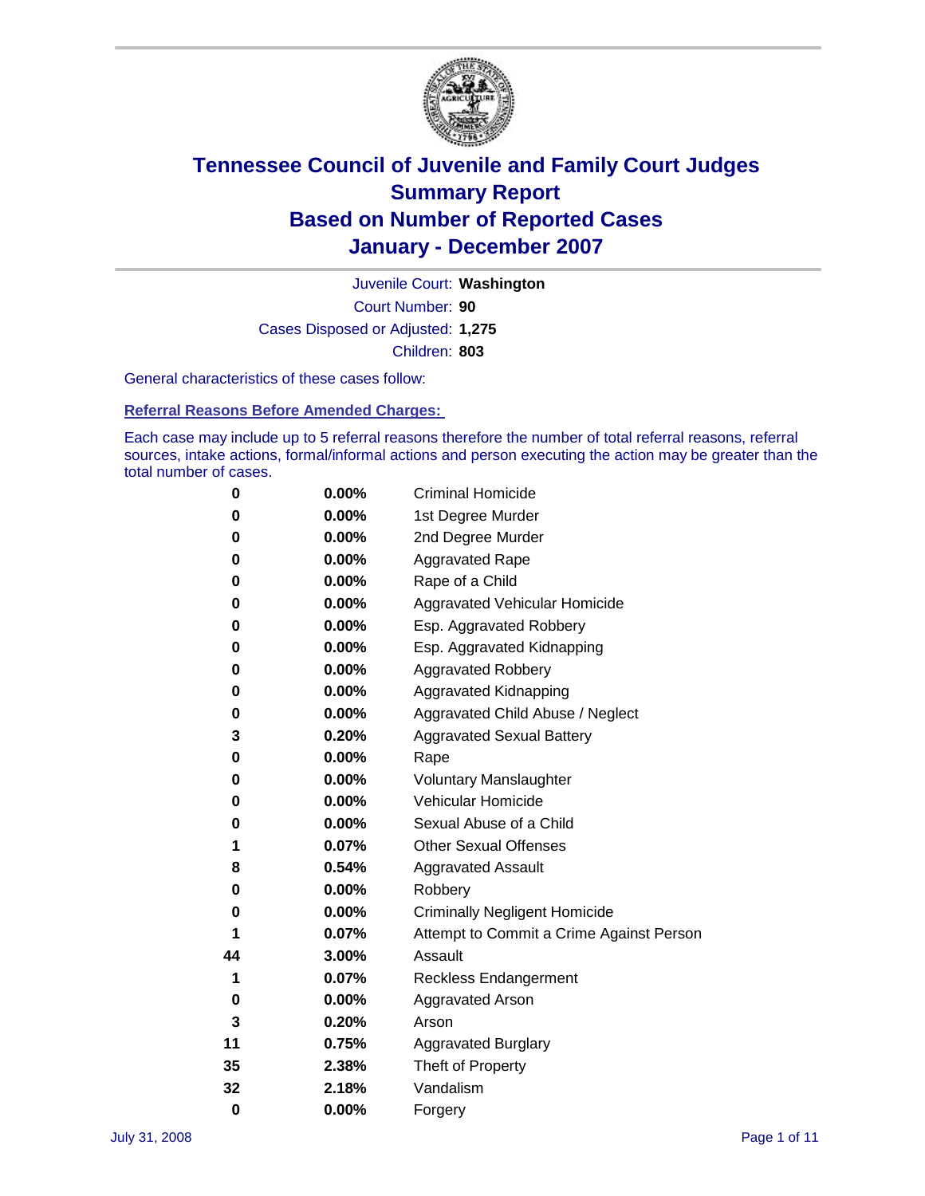# Tennessee Council of Juvenile and Family Court Judges
# Summary Report
# Based on Number of Reported Cases
# January - December 2007

Juvenile Court: **Washington**

Court Number: **90**

Cases Disposed or Adjusted: **1,275**

Children: **803**

General characteristics of these cases follow:

## Referral Reasons Before Amended Charges:

Each case may include up to 5 referral reasons therefore the number of total referral reasons, referral sources, intake actions, formal/informal actions and person executing the action may be greater than the total number of cases.

| | | |
|---|---|---|
| 0 | 0.00% | Criminal Homicide |
| 0 | 0.00% | 1st Degree Murder |
| 0 | 0.00% | 2nd Degree Murder |
| 0 | 0.00% | Aggravated Rape |
| 0 | 0.00% | Rape of a Child |
| 0 | 0.00% | Aggravated Vehicular Homicide |
| 0 | 0.00% | Esp. Aggravated Robbery |
| 0 | 0.00% | Esp. Aggravated Kidnapping |
| 0 | 0.00% | Aggravated Robbery |
| 0 | 0.00% | Aggravated Kidnapping |
| 0 | 0.00% | Aggravated Child Abuse / Neglect |
| 3 | 0.20% | Aggravated Sexual Battery |
| 0 | 0.00% | Rape |
| 0 | 0.00% | Voluntary Manslaughter |
| 0 | 0.00% | Vehicular Homicide |
| 0 | 0.00% | Sexual Abuse of a Child |
| 1 | 0.07% | Other Sexual Offenses |
| 8 | 0.54% | Aggravated Assault |
| 0 | 0.00% | Robbery |
| 0 | 0.00% | Criminally Negligent Homicide |
| 1 | 0.07% | Attempt to Commit a Crime Against Person |
| 44 | 3.00% | Assault |
| 1 | 0.07% | Reckless Endangerment |
| 0 | 0.00% | Aggravated Arson |
| 3 | 0.20% | Arson |
| 11 | 0.75% | Aggravated Burglary |
| 35 | 2.38% | Theft of Property |
| 32 | 2.18% | Vandalism |
| 0 | 0.00% | Forgery |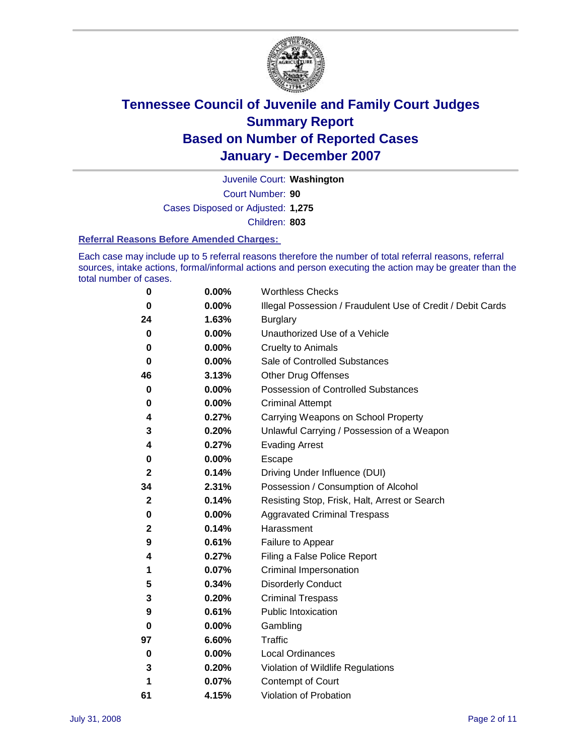# Tennessee Council of Juvenile and Family Court Judges
## Summary Report
## Based on Number of Reported Cases
## January - December 2007

Juvenile Court: **Washington**

Court Number: **90**

Cases Disposed or Adjusted: **1,275**

Children: **803**

### Referral Reasons Before Amended Charges:

Each case may include up to 5 referral reasons therefore the number of total referral reasons, referral sources, intake actions, formal/informal actions and person executing the action may be greater than the total number of cases.

| | | |
|---|---|---|
| 0 | 0.00% | Worthless Checks |
| 0 | 0.00% | Illegal Possession / Fraudulent Use of Credit / Debit Cards |
| 24 | 1.63% | Burglary |
| 0 | 0.00% | Unauthorized Use of a Vehicle |
| 0 | 0.00% | Cruelty to Animals |
| 0 | 0.00% | Sale of Controlled Substances |
| 46 | 3.13% | Other Drug Offenses |
| 0 | 0.00% | Possession of Controlled Substances |
| 0 | 0.00% | Criminal Attempt |
| 4 | 0.27% | Carrying Weapons on School Property |
| 3 | 0.20% | Unlawful Carrying / Possession of a Weapon |
| 4 | 0.27% | Evading Arrest |
| 0 | 0.00% | Escape |
| 2 | 0.14% | Driving Under Influence (DUI) |
| 34 | 2.31% | Possession / Consumption of Alcohol |
| 2 | 0.14% | Resisting Stop, Frisk, Halt, Arrest or Search |
| 0 | 0.00% | Aggravated Criminal Trespass |
| 2 | 0.14% | Harassment |
| 9 | 0.61% | Failure to Appear |
| 4 | 0.27% | Filing a False Police Report |
| 1 | 0.07% | Criminal Impersonation |
| 5 | 0.34% | Disorderly Conduct |
| 3 | 0.20% | Criminal Trespass |
| 9 | 0.61% | Public Intoxication |
| 0 | 0.00% | Gambling |
| 97 | 6.60% | Traffic |
| 0 | 0.00% | Local Ordinances |
| 3 | 0.20% | Violation of Wildlife Regulations |
| 1 | 0.07% | Contempt of Court |
| 61 | 4.15% | Violation of Probation |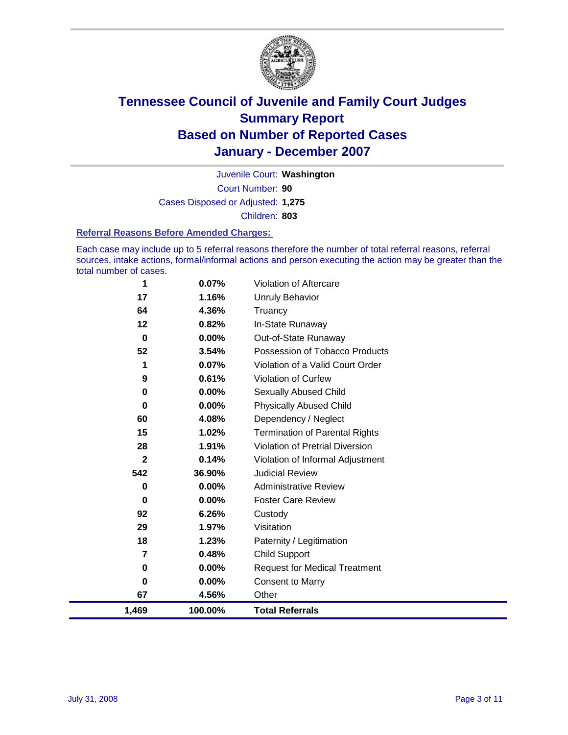# Tennessee Council of Juvenile and Family Court Judges
## Summary Report
## Based on Number of Reported Cases
## January - December 2007

Juvenile Court: **Washington**

Court Number: **90**

Cases Disposed or Adjusted: **1,275**

Children: **803**

### Referral Reasons Before Amended Charges:

Each case may include up to 5 referral reasons therefore the number of total referral reasons, referral sources, intake actions, formal/informal actions and person executing the action may be greater than the total number of cases.

| Count | Percent | Referral Reason |
|---|---|---|
| 1 | 0.07% | Violation of Aftercare |
| 17 | 1.16% | Unruly Behavior |
| 64 | 4.36% | Truancy |
| 12 | 0.82% | In-State Runaway |
| 0 | 0.00% | Out-of-State Runaway |
| 52 | 3.54% | Possession of Tobacco Products |
| 1 | 0.07% | Violation of a Valid Court Order |
| 9 | 0.61% | Violation of Curfew |
| 0 | 0.00% | Sexually Abused Child |
| 0 | 0.00% | Physically Abused Child |
| 60 | 4.08% | Dependency / Neglect |
| 15 | 1.02% | Termination of Parental Rights |
| 28 | 1.91% | Violation of Pretrial Diversion |
| 2 | 0.14% | Violation of Informal Adjustment |
| 542 | 36.90% | Judicial Review |
| 0 | 0.00% | Administrative Review |
| 0 | 0.00% | Foster Care Review |
| 92 | 6.26% | Custody |
| 29 | 1.97% | Visitation |
| 18 | 1.23% | Paternity / Legitimation |
| 7 | 0.48% | Child Support |
| 0 | 0.00% | Request for Medical Treatment |
| 0 | 0.00% | Consent to Marry |
| 67 | 4.56% | Other |
| **1,469** | **100.00%** | **Total Referrals** |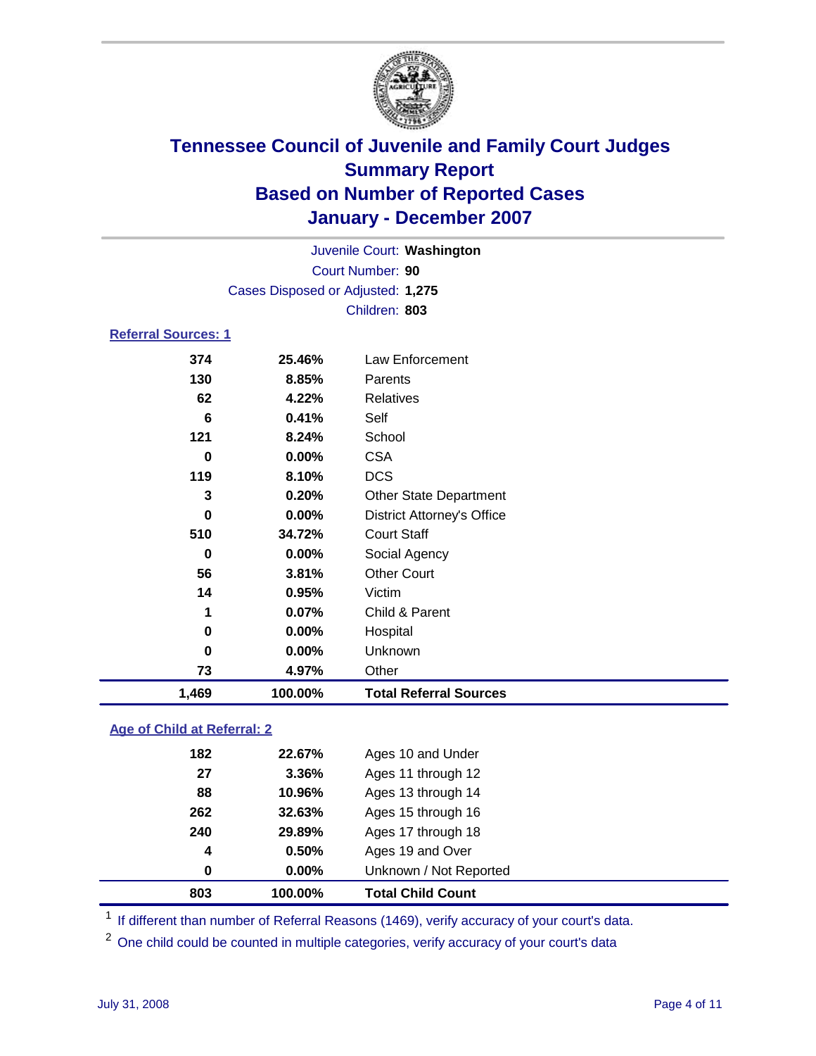# Tennessee Council of Juvenile and Family Court Judges
## Summary Report
## Based on Number of Reported Cases
## January - December 2007

Juvenile Court: **Washington**
Court Number: **90**
Cases Disposed or Adjusted: **1,275**
Children: **803**

### Referral Sources: 1

| | | |
|---|---|---|
| 374 | 25.46% | Law Enforcement |
| 130 | 8.85% | Parents |
| 62 | 4.22% | Relatives |
| 6 | 0.41% | Self |
| 121 | 8.24% | School |
| 0 | 0.00% | CSA |
| 119 | 8.10% | DCS |
| 3 | 0.20% | Other State Department |
| 0 | 0.00% | District Attorney's Office |
| 510 | 34.72% | Court Staff |
| 0 | 0.00% | Social Agency |
| 56 | 3.81% | Other Court |
| 14 | 0.95% | Victim |
| 1 | 0.07% | Child & Parent |
| 0 | 0.00% | Hospital |
| 0 | 0.00% | Unknown |
| 73 | 4.97% | Other |
| **1,469** | **100.00%** | **Total Referral Sources** |

### Age of Child at Referral: 2

| | | |
|---|---|---|
| 182 | 22.67% | Ages 10 and Under |
| 27 | 3.36% | Ages 11 through 12 |
| 88 | 10.96% | Ages 13 through 14 |
| 262 | 32.63% | Ages 15 through 16 |
| 240 | 29.89% | Ages 17 through 18 |
| 4 | 0.50% | Ages 19 and Over |
| 0 | 0.00% | Unknown / Not Reported |
| **803** | **100.00%** | **Total Child Count** |

[1] If different than number of Referral Reasons (1469), verify accuracy of your court's data.

[2] One child could be counted in multiple categories, verify accuracy of your court's data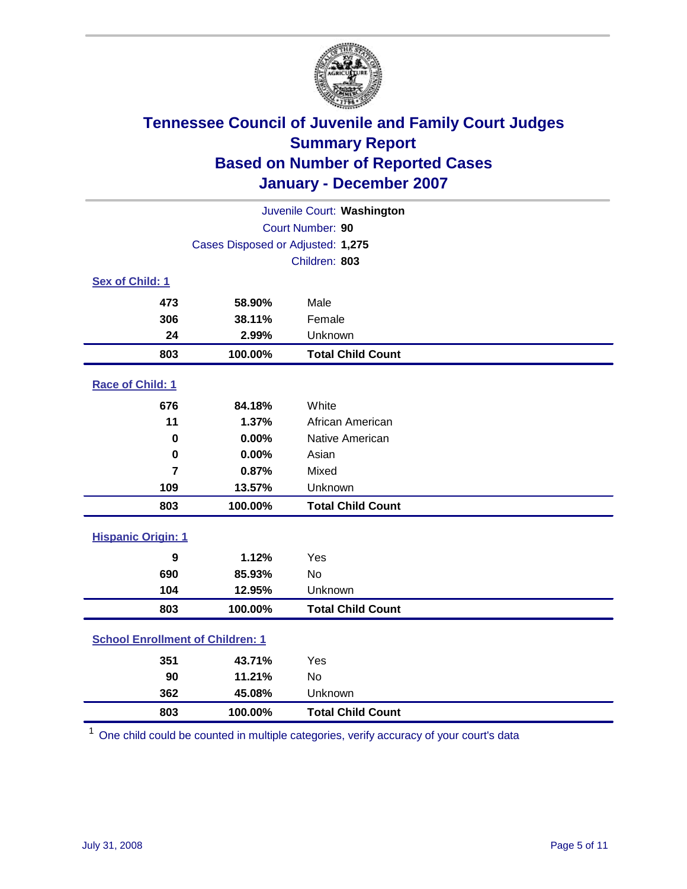# Tennessee Council of Juvenile and Family Court Judges
## Summary Report
## Based on Number of Reported Cases
## January - December 2007

Juvenile Court: **Washington**
Court Number: **90**
Cases Disposed or Adjusted: **1,275**
Children: **803**

### Sex of Child: 1

| | | |
|---|---|---|
| **473** | **58.90%** | Male |
| **306** | **38.11%** | Female |
| **24** | **2.99%** | Unknown |
| **803** | **100.00%** | **Total Child Count** |

### Race of Child: 1

| | | |
|---|---|---|
| **676** | **84.18%** | White |
| **11** | **1.37%** | African American |
| **0** | **0.00%** | Native American |
| **0** | **0.00%** | Asian |
| **7** | **0.87%** | Mixed |
| **109** | **13.57%** | Unknown |
| **803** | **100.00%** | **Total Child Count** |

### Hispanic Origin: 1

| | | |
|---|---|---|
| **9** | **1.12%** | Yes |
| **690** | **85.93%** | No |
| **104** | **12.95%** | Unknown |
| **803** | **100.00%** | **Total Child Count** |

### School Enrollment of Children: 1

| | | |
|---|---|---|
| **351** | **43.71%** | Yes |
| **90** | **11.21%** | No |
| **362** | **45.08%** | Unknown |
| **803** | **100.00%** | **Total Child Count** |

[1] One child could be counted in multiple categories, verify accuracy of your court's data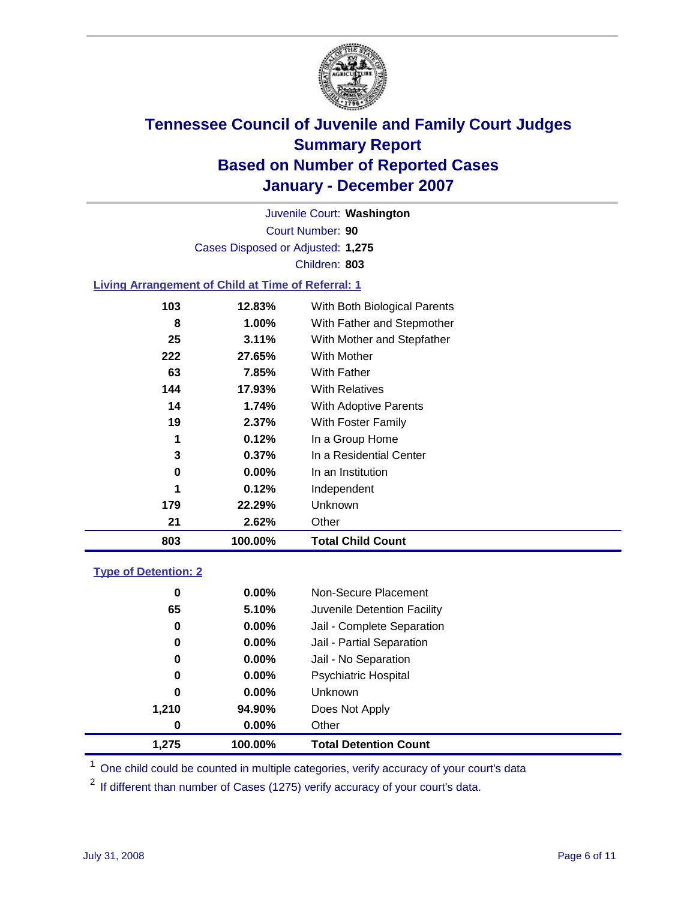# Tennessee Council of Juvenile and Family Court Judges
## Summary Report
## Based on Number of Reported Cases
## January - December 2007

Juvenile Court: **Washington**

Court Number: **90**

Cases Disposed or Adjusted: **1,275**

Children: **803**

### Living Arrangement of Child at Time of Referral: 1

| | | |
|---|---|---|
| 103 | 12.83% | With Both Biological Parents |
| 8 | 1.00% | With Father and Stepmother |
| 25 | 3.11% | With Mother and Stepfather |
| 222 | 27.65% | With Mother |
| 63 | 7.85% | With Father |
| 144 | 17.93% | With Relatives |
| 14 | 1.74% | With Adoptive Parents |
| 19 | 2.37% | With Foster Family |
| 1 | 0.12% | In a Group Home |
| 3 | 0.37% | In a Residential Center |
| 0 | 0.00% | In an Institution |
| 1 | 0.12% | Independent |
| 179 | 22.29% | Unknown |
| 21 | 2.62% | Other |
| **803** | **100.00%** | **Total Child Count** |

### Type of Detention: 2

| | | |
|---|---|---|
| 0 | 0.00% | Non-Secure Placement |
| 65 | 5.10% | Juvenile Detention Facility |
| 0 | 0.00% | Jail - Complete Separation |
| 0 | 0.00% | Jail - Partial Separation |
| 0 | 0.00% | Jail - No Separation |
| 0 | 0.00% | Psychiatric Hospital |
| 0 | 0.00% | Unknown |
| 1,210 | 94.90% | Does Not Apply |
| 0 | 0.00% | Other |
| **1,275** | **100.00%** | **Total Detention Count** |

[1] One child could be counted in multiple categories, verify accuracy of your court's data

[2] If different than number of Cases (1275) verify accuracy of your court's data.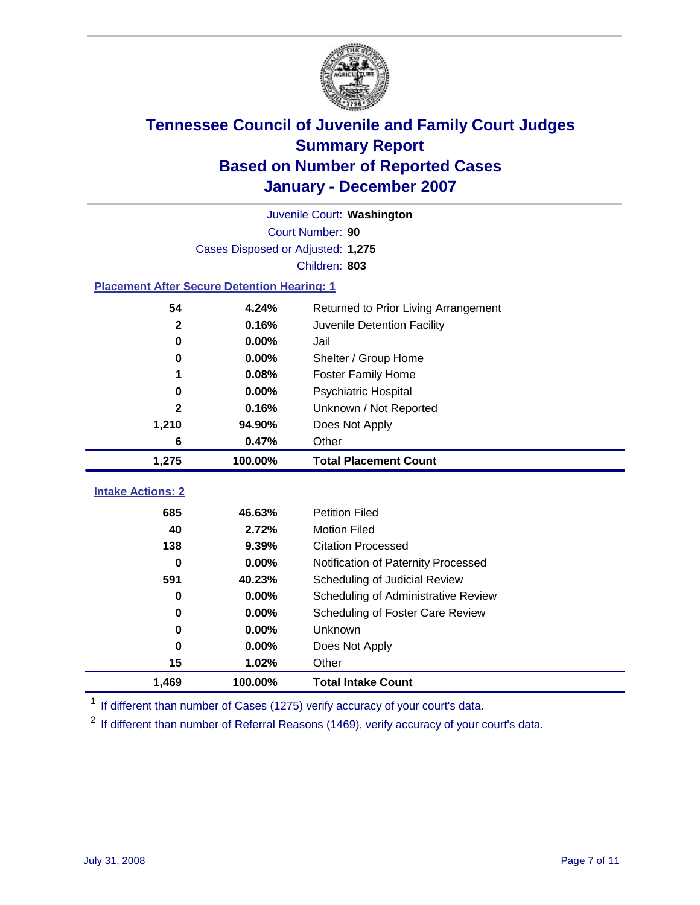# Tennessee Council of Juvenile and Family Court Judges
## Summary Report
## Based on Number of Reported Cases
## January - December 2007

Juvenile Court: **Washington**
Court Number: **90**
Cases Disposed or Adjusted: **1,275**
Children: **803**

### Placement After Secure Detention Hearing: 1

| Count | Percent | Placement |
|---|---|---|
| 54 | 4.24% | Returned to Prior Living Arrangement |
| 2 | 0.16% | Juvenile Detention Facility |
| 0 | 0.00% | Jail |
| 0 | 0.00% | Shelter / Group Home |
| 1 | 0.08% | Foster Family Home |
| 0 | 0.00% | Psychiatric Hospital |
| 2 | 0.16% | Unknown / Not Reported |
| 1,210 | 94.90% | Does Not Apply |
| 6 | 0.47% | Other |
| **1,275** | **100.00%** | **Total Placement Count** |

### Intake Actions: 2

| Count | Percent | Intake Action |
|---|---|---|
| 685 | 46.63% | Petition Filed |
| 40 | 2.72% | Motion Filed |
| 138 | 9.39% | Citation Processed |
| 0 | 0.00% | Notification of Paternity Processed |
| 591 | 40.23% | Scheduling of Judicial Review |
| 0 | 0.00% | Scheduling of Administrative Review |
| 0 | 0.00% | Scheduling of Foster Care Review |
| 0 | 0.00% | Unknown |
| 0 | 0.00% | Does Not Apply |
| 15 | 1.02% | Other |
| **1,469** | **100.00%** | **Total Intake Count** |

[1] If different than number of Cases (1275) verify accuracy of your court's data.

[2] If different than number of Referral Reasons (1469), verify accuracy of your court's data.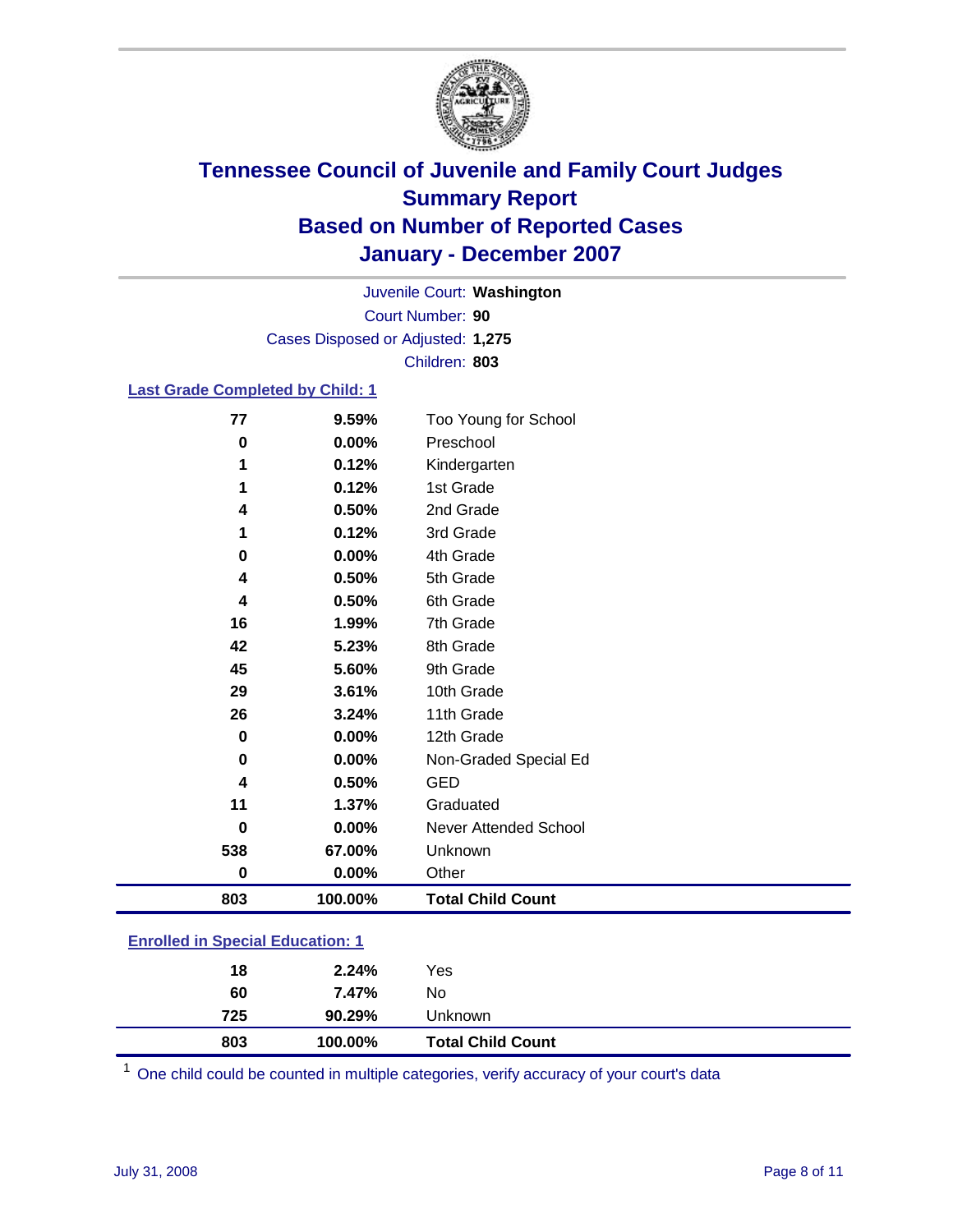# Tennessee Council of Juvenile and Family Court Judges
## Summary Report
## Based on Number of Reported Cases
## January - December 2007

Juvenile Court: **Washington**

Court Number: **90**

Cases Disposed or Adjusted: **1,275**

Children: **803**

### Last Grade Completed by Child: 1

| Count | Percent | Category |
|---|---|---|
| 77 | 9.59% | Too Young for School |
| 0 | 0.00% | Preschool |
| 1 | 0.12% | Kindergarten |
| 1 | 0.12% | 1st Grade |
| 4 | 0.50% | 2nd Grade |
| 1 | 0.12% | 3rd Grade |
| 0 | 0.00% | 4th Grade |
| 4 | 0.50% | 5th Grade |
| 4 | 0.50% | 6th Grade |
| 16 | 1.99% | 7th Grade |
| 42 | 5.23% | 8th Grade |
| 45 | 5.60% | 9th Grade |
| 29 | 3.61% | 10th Grade |
| 26 | 3.24% | 11th Grade |
| 0 | 0.00% | 12th Grade |
| 0 | 0.00% | Non-Graded Special Ed |
| 4 | 0.50% | GED |
| 11 | 1.37% | Graduated |
| 0 | 0.00% | Never Attended School |
| 538 | 67.00% | Unknown |
| 0 | 0.00% | Other |
| **803** | **100.00%** | **Total Child Count** |

### Enrolled in Special Education: 1

| Count | Percent | Category |
|---|---|---|
| 18 | 2.24% | Yes |
| 60 | 7.47% | No |
| 725 | 90.29% | Unknown |
| **803** | **100.00%** | **Total Child Count** |

[1] One child could be counted in multiple categories, verify accuracy of your court's data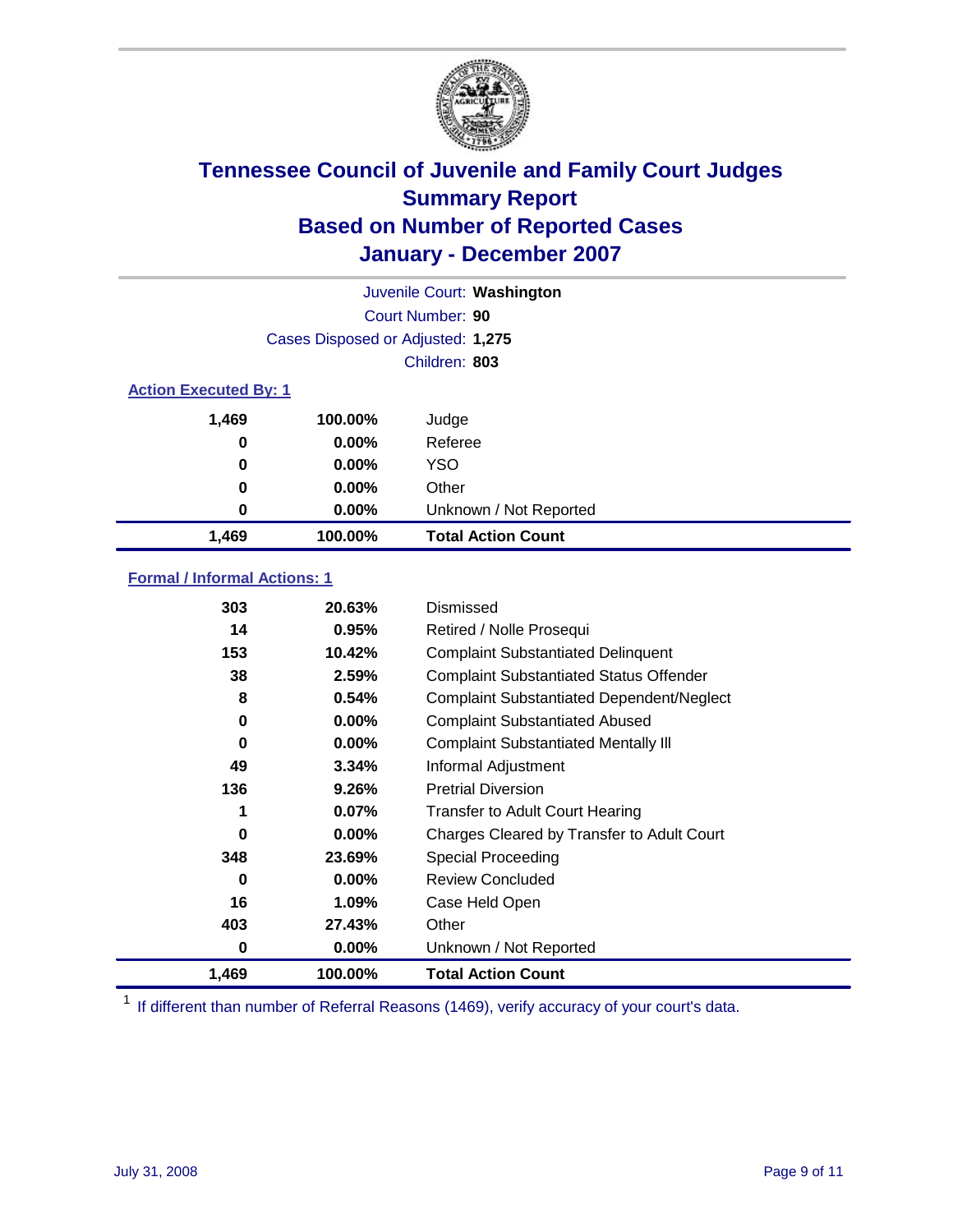# Tennessee Council of Juvenile and Family Court Judges
## Summary Report
## Based on Number of Reported Cases
## January - December 2007

Juvenile Court: **Washington**
Court Number: **90**
Cases Disposed or Adjusted: **1,275**
Children: **803**

### Action Executed By: 1

| | | |
|---|---|---|
| 1,469 | 100.00% | Judge |
| 0 | 0.00% | Referee |
| 0 | 0.00% | YSO |
| 0 | 0.00% | Other |
| 0 | 0.00% | Unknown / Not Reported |
| **1,469** | **100.00%** | **Total Action Count** |

### Formal / Informal Actions: 1

| | | |
|---|---|---|
| 303 | 20.63% | Dismissed |
| 14 | 0.95% | Retired / Nolle Prosequi |
| 153 | 10.42% | Complaint Substantiated Delinquent |
| 38 | 2.59% | Complaint Substantiated Status Offender |
| 8 | 0.54% | Complaint Substantiated Dependent/Neglect |
| 0 | 0.00% | Complaint Substantiated Abused |
| 0 | 0.00% | Complaint Substantiated Mentally Ill |
| 49 | 3.34% | Informal Adjustment |
| 136 | 9.26% | Pretrial Diversion |
| 1 | 0.07% | Transfer to Adult Court Hearing |
| 0 | 0.00% | Charges Cleared by Transfer to Adult Court |
| 348 | 23.69% | Special Proceeding |
| 0 | 0.00% | Review Concluded |
| 16 | 1.09% | Case Held Open |
| 403 | 27.43% | Other |
| 0 | 0.00% | Unknown / Not Reported |
| **1,469** | **100.00%** | **Total Action Count** |

[1] If different than number of Referral Reasons (1469), verify accuracy of your court's data.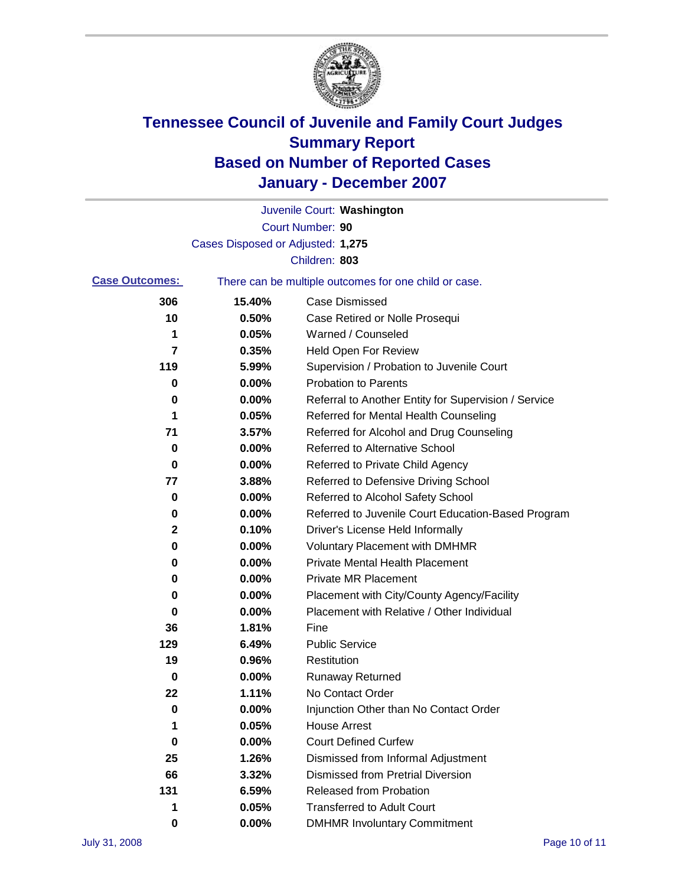# Tennessee Council of Juvenile and Family Court Judges
## Summary Report
## Based on Number of Reported Cases
## January - December 2007

Juvenile Court: **Washington**
Court Number: **90**
Cases Disposed or Adjusted: **1,275**
Children: **803**

**Case Outcomes:** There can be multiple outcomes for one child or case.

| Count | Percent | Outcome |
|---|---|---|
| 306 | 15.40% | Case Dismissed |
| 10 | 0.50% | Case Retired or Nolle Prosequi |
| 1 | 0.05% | Warned / Counseled |
| 7 | 0.35% | Held Open For Review |
| 119 | 5.99% | Supervision / Probation to Juvenile Court |
| 0 | 0.00% | Probation to Parents |
| 0 | 0.00% | Referral to Another Entity for Supervision / Service |
| 1 | 0.05% | Referred for Mental Health Counseling |
| 71 | 3.57% | Referred for Alcohol and Drug Counseling |
| 0 | 0.00% | Referred to Alternative School |
| 0 | 0.00% | Referred to Private Child Agency |
| 77 | 3.88% | Referred to Defensive Driving School |
| 0 | 0.00% | Referred to Alcohol Safety School |
| 0 | 0.00% | Referred to Juvenile Court Education-Based Program |
| 2 | 0.10% | Driver's License Held Informally |
| 0 | 0.00% | Voluntary Placement with DMHMR |
| 0 | 0.00% | Private Mental Health Placement |
| 0 | 0.00% | Private MR Placement |
| 0 | 0.00% | Placement with City/County Agency/Facility |
| 0 | 0.00% | Placement with Relative / Other Individual |
| 36 | 1.81% | Fine |
| 129 | 6.49% | Public Service |
| 19 | 0.96% | Restitution |
| 0 | 0.00% | Runaway Returned |
| 22 | 1.11% | No Contact Order |
| 0 | 0.00% | Injunction Other than No Contact Order |
| 1 | 0.05% | House Arrest |
| 0 | 0.00% | Court Defined Curfew |
| 25 | 1.26% | Dismissed from Informal Adjustment |
| 66 | 3.32% | Dismissed from Pretrial Diversion |
| 131 | 6.59% | Released from Probation |
| 1 | 0.05% | Transferred to Adult Court |
| 0 | 0.00% | DMHMR Involuntary Commitment |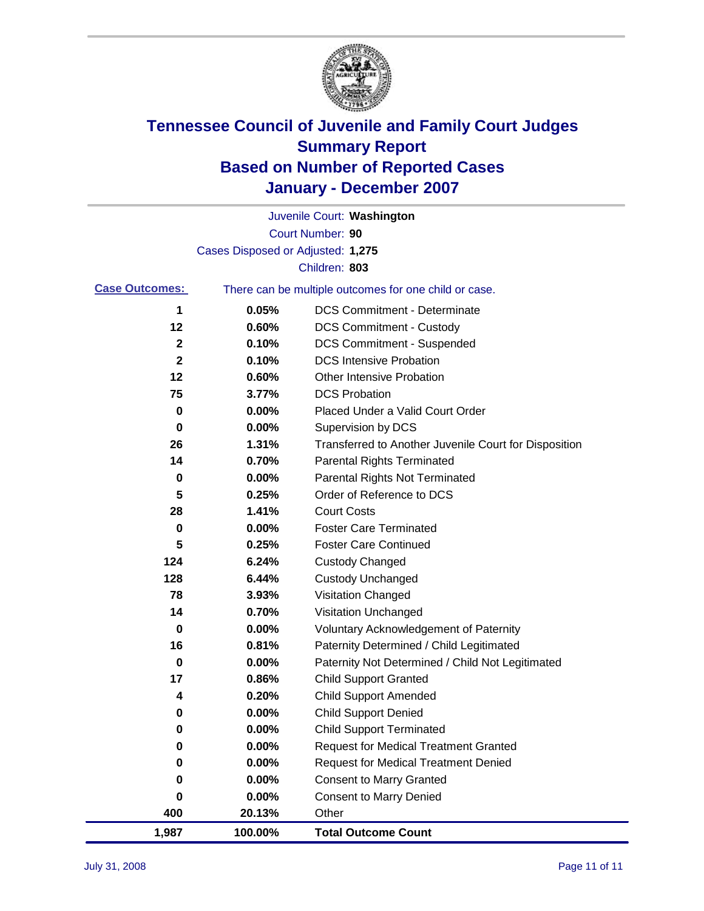# Tennessee Council of Juvenile and Family Court Judges
## Summary Report
## Based on Number of Reported Cases
## January - December 2007

Juvenile Court: **Washington**

Court Number: **90**

Cases Disposed or Adjusted: **1,275**

Children: **803**

**Case Outcomes:** There can be multiple outcomes for one child or case.

| | | |
|---|---|---|
| 1 | 0.05% | DCS Commitment - Determinate |
| 12 | 0.60% | DCS Commitment - Custody |
| 2 | 0.10% | DCS Commitment - Suspended |
| 2 | 0.10% | DCS Intensive Probation |
| 12 | 0.60% | Other Intensive Probation |
| 75 | 3.77% | DCS Probation |
| 0 | 0.00% | Placed Under a Valid Court Order |
| 0 | 0.00% | Supervision by DCS |
| 26 | 1.31% | Transferred to Another Juvenile Court for Disposition |
| 14 | 0.70% | Parental Rights Terminated |
| 0 | 0.00% | Parental Rights Not Terminated |
| 5 | 0.25% | Order of Reference to DCS |
| 28 | 1.41% | Court Costs |
| 0 | 0.00% | Foster Care Terminated |
| 5 | 0.25% | Foster Care Continued |
| 124 | 6.24% | Custody Changed |
| 128 | 6.44% | Custody Unchanged |
| 78 | 3.93% | Visitation Changed |
| 14 | 0.70% | Visitation Unchanged |
| 0 | 0.00% | Voluntary Acknowledgement of Paternity |
| 16 | 0.81% | Paternity Determined / Child Legitimated |
| 0 | 0.00% | Paternity Not Determined / Child Not Legitimated |
| 17 | 0.86% | Child Support Granted |
| 4 | 0.20% | Child Support Amended |
| 0 | 0.00% | Child Support Denied |
| 0 | 0.00% | Child Support Terminated |
| 0 | 0.00% | Request for Medical Treatment Granted |
| 0 | 0.00% | Request for Medical Treatment Denied |
| 0 | 0.00% | Consent to Marry Granted |
| 0 | 0.00% | Consent to Marry Denied |
| 400 | 20.13% | Other |
| **1,987** | **100.00%** | **Total Outcome Count** |

July 31, 2008